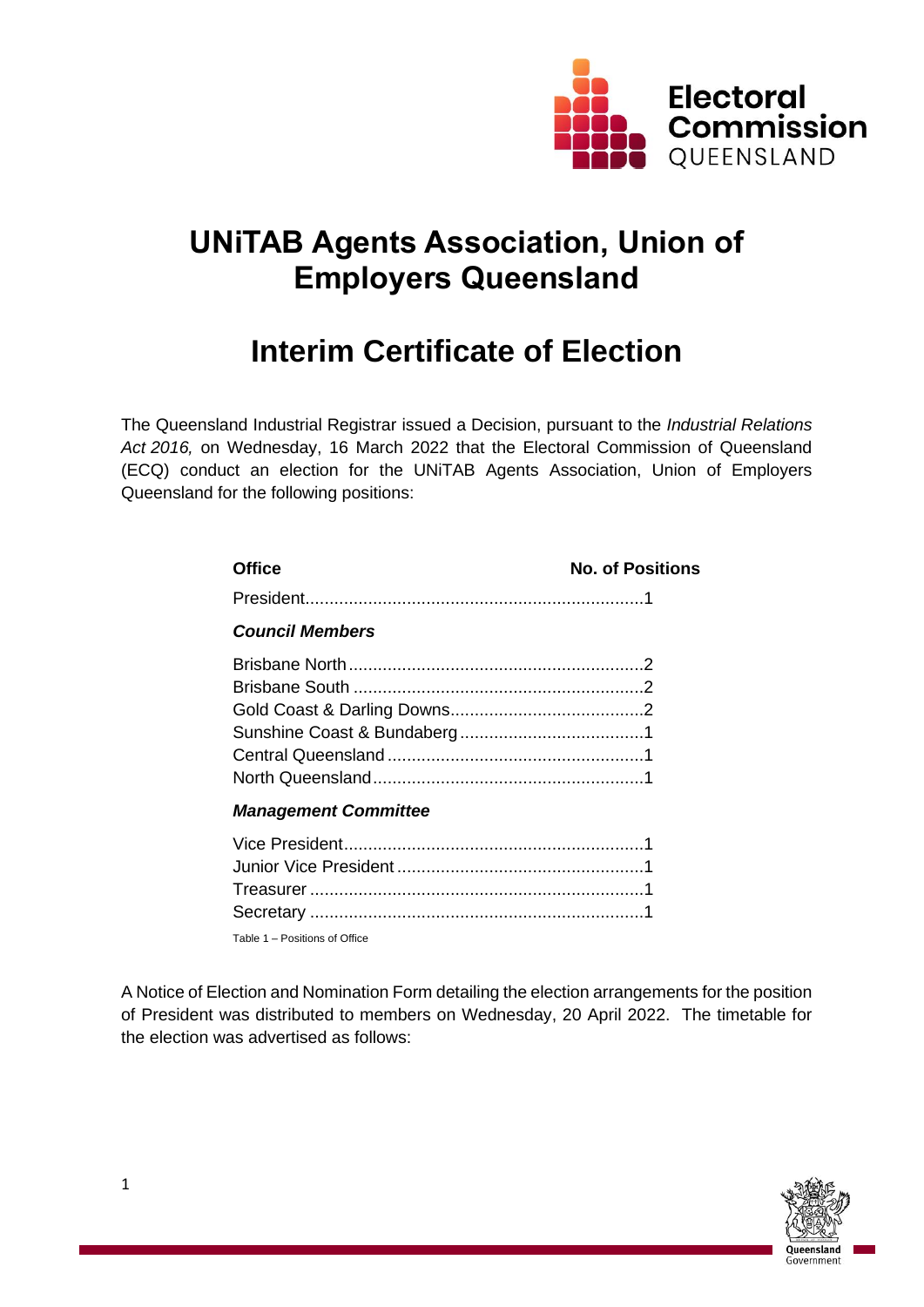# UNiTAB Agents Association, Union of Employers Queensland

# Interim Certificate of Election

The Queensland Industrial Registrar issued a Decision, pursuant to the *Industrial Relations Act 2016,* on Wednesday, 16 March 2022 that the Electoral Commission of Queensland (ECQ) conduct an election for the UNiTAB Agents Association, Union of Employers Queensland for the following positions:

| Office | No. of Positions |
|---|---|
| President | 1 |
| ***Council Members*** | |
| Brisbane North | 2 |
| Brisbane South | 2 |
| Gold Coast & Darling Downs | 2 |
| Sunshine Coast & Bundaberg | 1 |
| Central Queensland | 1 |
| North Queensland | 1 |
| ***Management Committee*** | |
| Vice President | 1 |
| Junior Vice President | 1 |
| Treasurer | 1 |
| Secretary | 1 |

Table 1 – Positions of Office

A Notice of Election and Nomination Form detailing the election arrangements for the position of President was distributed to members on Wednesday, 20 April 2022. The timetable for the election was advertised as follows: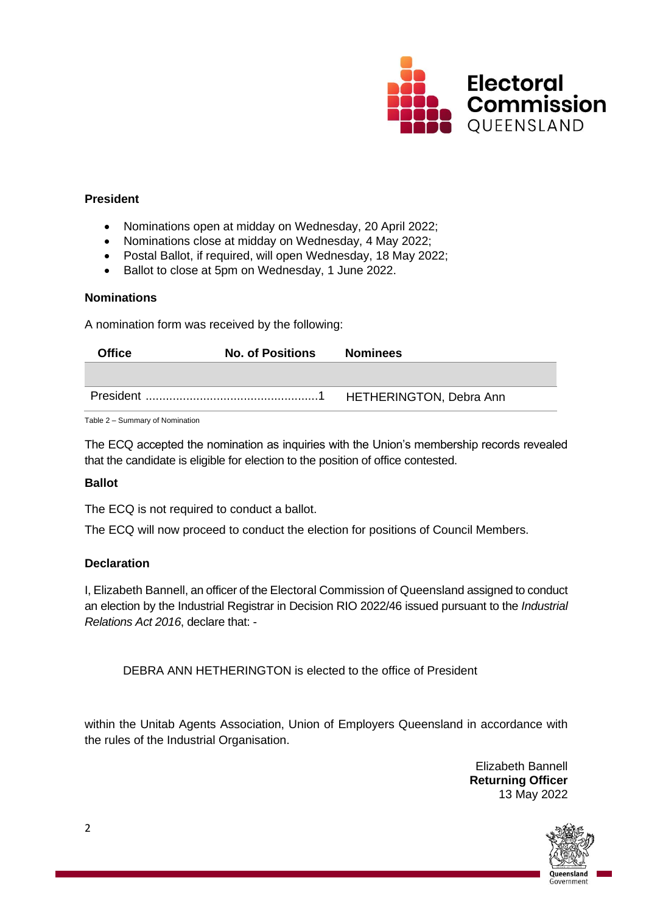**President**

- Nominations open at midday on Wednesday, 20 April 2022;
- Nominations close at midday on Wednesday, 4 May 2022;
- Postal Ballot, if required, will open Wednesday, 18 May 2022;
- Ballot to close at 5pm on Wednesday, 1 June 2022.

**Nominations**

A nomination form was received by the following:

| Office | No. of Positions | Nominees |
|---|---|---|
| | | |
| President | 1 | HETHERINGTON, Debra Ann |

Table 2 – Summary of Nomination

The ECQ accepted the nomination as inquiries with the Union's membership records revealed that the candidate is eligible for election to the position of office contested.

**Ballot**

The ECQ is not required to conduct a ballot.

The ECQ will now proceed to conduct the election for positions of Council Members.

**Declaration**

I, Elizabeth Bannell, an officer of the Electoral Commission of Queensland assigned to conduct an election by the Industrial Registrar in Decision RIO 2022/46 issued pursuant to the *Industrial Relations Act 2016*, declare that: -

DEBRA ANN HETHERINGTON is elected to the office of President

within the Unitab Agents Association, Union of Employers Queensland in accordance with the rules of the Industrial Organisation.

Elizabeth Bannell
**Returning Officer**
13 May 2022